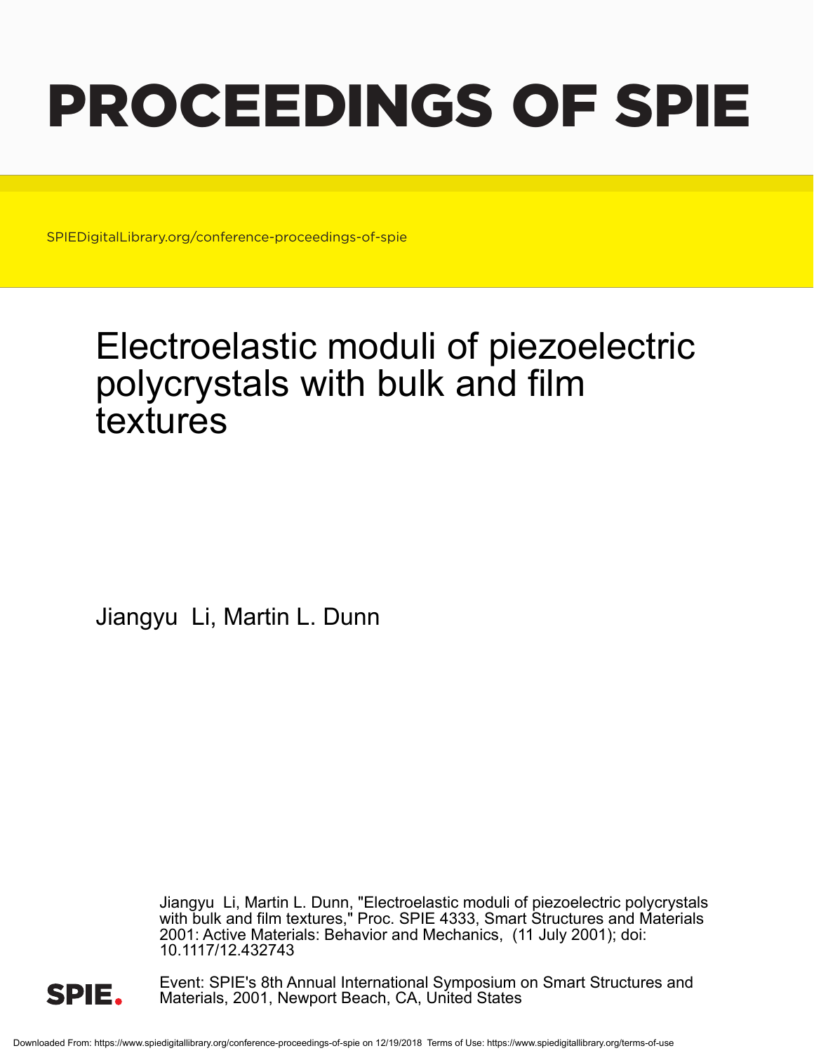# PROCEEDINGS OF SPIE

SPIEDigitalLibrary.org/conference-proceedings-of-spie

# Electroelastic moduli of piezoelectric polycrystals with bulk and film textures

Jiangyu Li, Martin L. Dunn

Jiangyu Li, Martin L. Dunn, "Electroelastic moduli of piezoelectric polycrystals with bulk and film textures," Proc. SPIE 4333, Smart Structures and Materials 2001: Active Materials: Behavior and Mechanics, (11 July 2001); doi: 10.1117/12.432743

Event: SPIE's 8th Annual International Symposium on Smart Structures and Materials, 2001, Newport Beach, CA, United States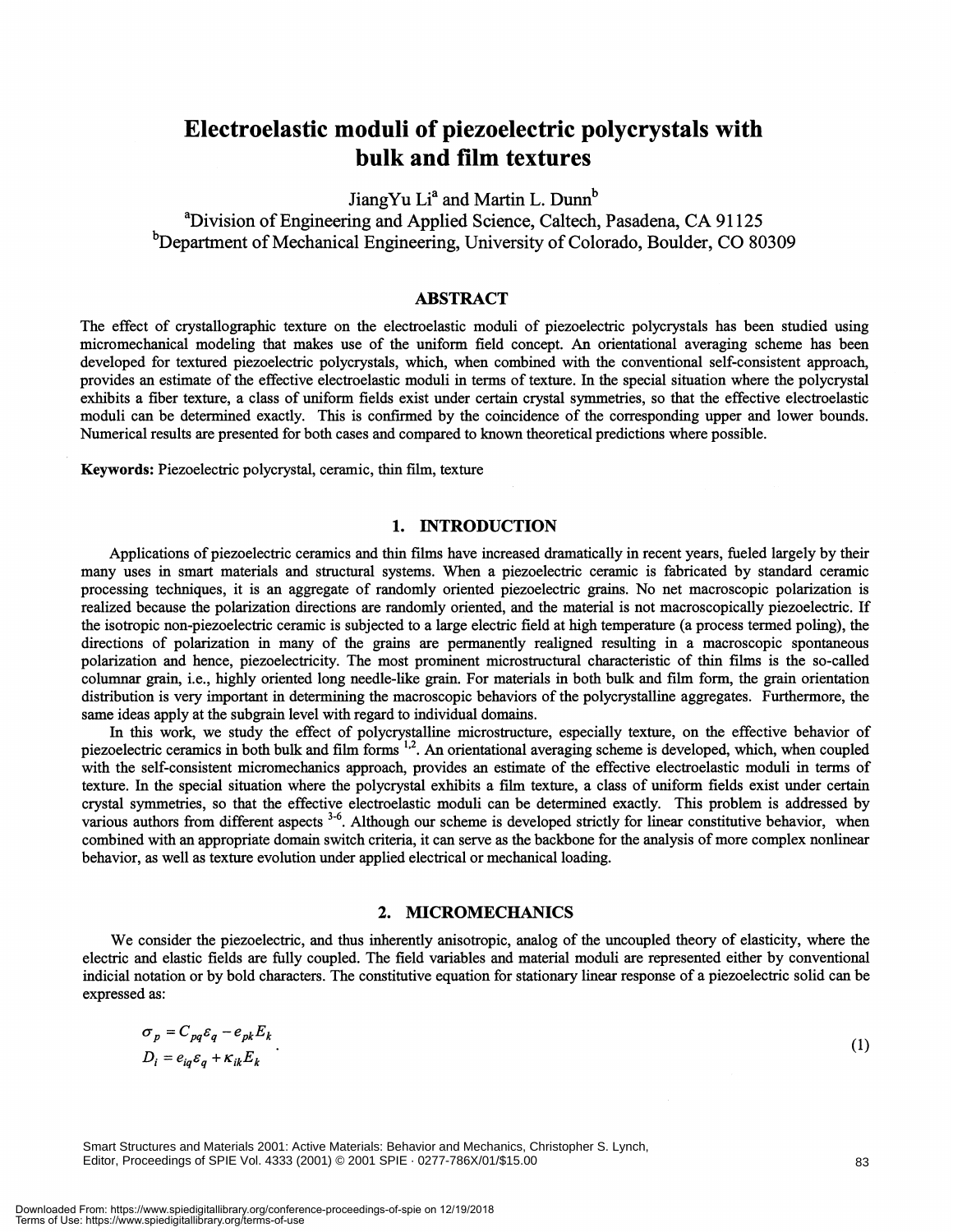# Electroelastic moduli of piezoelectric polycrystals with bulk and film textures

JiangYu Li[a] and Martin L. Dunn[b]

[a]Division of Engineering and Applied Science, Caltech, Pasadena, CA 91125

[b]Department of Mechanical Engineering, University of Colorado, Boulder, CO 80309

## ABSTRACT

The effect of crystallographic texture on the electroelastic moduli of piezoelectric polycrystals has been studied using micromechanical modeling that makes use of the uniform field concept. An orientational averaging scheme has been developed for textured piezoelectric polycrystals, which, when combined with the conventional self-consistent approach, provides an estimate of the effective electroelastic moduli in terms of texture. In the special situation where the polycrystal exhibits a fiber texture, a class of uniform fields exist under certain crystal symmetries, so that the effective electroelastic moduli can be determined exactly. This is confirmed by the coincidence of the corresponding upper and lower bounds. Numerical results are presented for both cases and compared to known theoretical predictions where possible.

**Keywords:** Piezoelectric polycrystal, ceramic, thin film, texture

## 1. INTRODUCTION

Applications of piezoelectric ceramics and thin films have increased dramatically in recent years, fueled largely by their many uses in smart materials and structural systems. When a piezoelectric ceramic is fabricated by standard ceramic processing techniques, it is an aggregate of randomly oriented piezoelectric grains. No net macroscopic polarization is realized because the polarization directions are randomly oriented, and the material is not macroscopically piezoelectric. If the isotropic non-piezoelectric ceramic is subjected to a large electric field at high temperature (a process termed poling), the directions of polarization in many of the grains are permanently realigned resulting in a macroscopic spontaneous polarization and hence, piezoelectricity. The most prominent microstructural characteristic of thin films is the so-called columnar grain, i.e., highly oriented long needle-like grain. For materials in both bulk and film form, the grain orientation distribution is very important in determining the macroscopic behaviors of the polycrystalline aggregates. Furthermore, the same ideas apply at the subgrain level with regard to individual domains.

In this work, we study the effect of polycrystalline microstructure, especially texture, on the effective behavior of piezoelectric ceramics in both bulk and film forms [1,2]. An orientational averaging scheme is developed, which, when coupled with the self-consistent micromechanics approach, provides an estimate of the effective electroelastic moduli in terms of texture. In the special situation where the polycrystal exhibits a film texture, a class of uniform fields exist under certain crystal symmetries, so that the effective electroelastic moduli can be determined exactly. This problem is addressed by various authors from different aspects [3-6]. Although our scheme is developed strictly for linear constitutive behavior, when combined with an appropriate domain switch criteria, it can serve as the backbone for the analysis of more complex nonlinear behavior, as well as texture evolution under applied electrical or mechanical loading.

## 2. MICROMECHANICS

We consider the piezoelectric, and thus inherently anisotropic, analog of the uncoupled theory of elasticity, where the electric and elastic fields are fully coupled. The field variables and material moduli are represented either by conventional indicial notation or by bold characters. The constitutive equation for stationary linear response of a piezoelectric solid can be expressed as:

$$
\begin{aligned}
\sigma_p &= C_{pq}\varepsilon_q - e_{pk}E_k \\
D_i &= e_{iq}\varepsilon_q + \kappa_{ik}E_k
\end{aligned}
\quad . \tag{1}
$$

Smart Structures and Materials 2001: Active Materials: Behavior and Mechanics, Christopher S. Lynch, Editor, Proceedings of SPIE Vol. 4333 (2001) © 2001 SPIE · 0277-786X/01/$15.00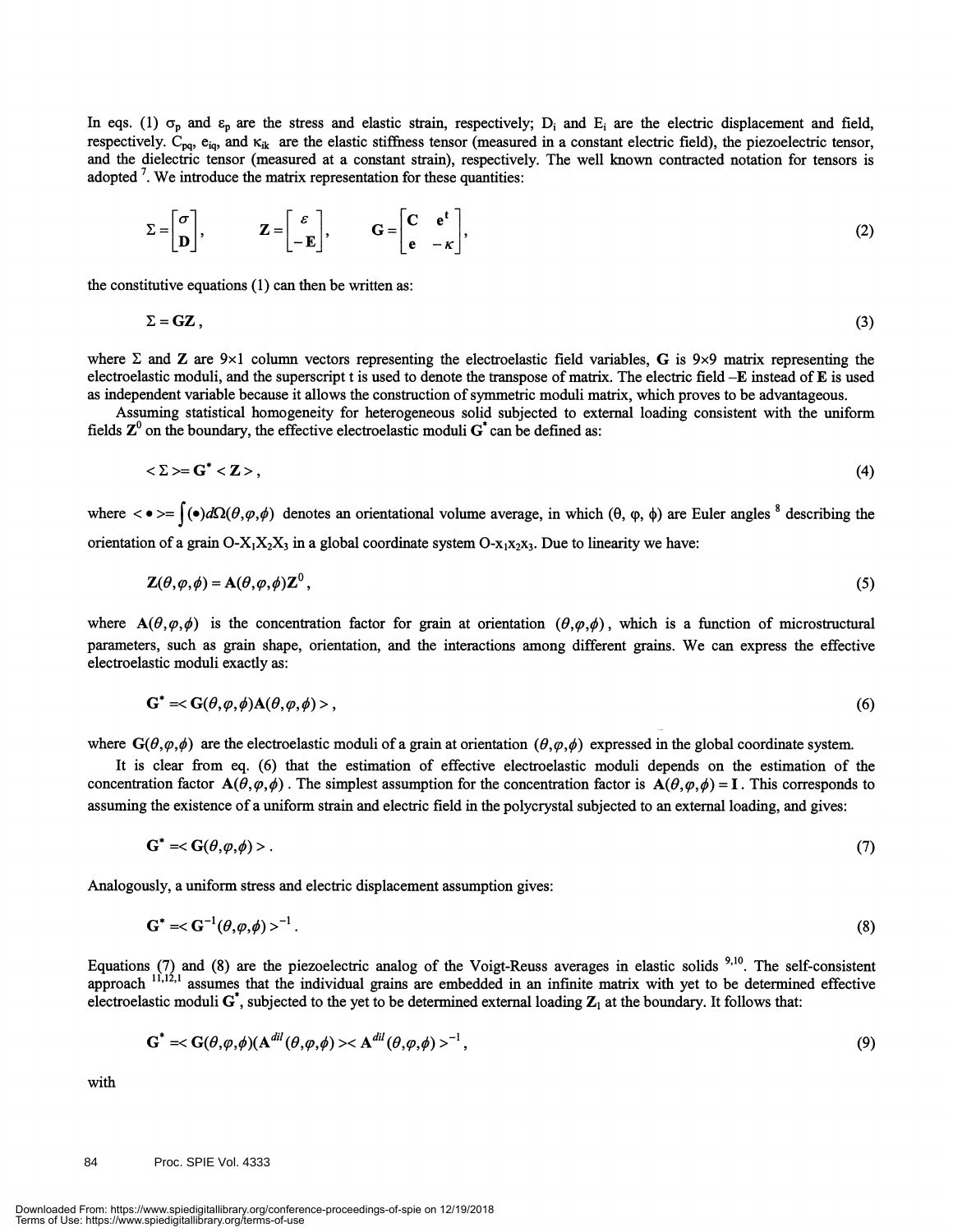In eqs. (1) $\sigma_p$ and $\varepsilon_p$ are the stress and elastic strain, respectively; $D_i$ and $E_i$ are the electric displacement and field, respectively. $C_{pq}$, $e_{iq}$, and $\kappa_{ik}$ are the elastic stiffness tensor (measured in a constant electric field), the piezoelectric tensor, and the dielectric tensor (measured at a constant strain), respectively. The well known contracted notation for tensors is adopted [7]. We introduce the matrix representation for these quantities:

$$\Sigma = \begin{bmatrix} \sigma \\ \mathbf{D} \end{bmatrix}, \qquad \mathbf{Z} = \begin{bmatrix} \varepsilon \\ -\mathbf{E} \end{bmatrix}, \qquad \mathbf{G} = \begin{bmatrix} \mathbf{C} & \mathbf{e}^t \\ \mathbf{e} & -\kappa \end{bmatrix}, \tag{2}$$

the constitutive equations (1) can then be written as:

$$\Sigma = \mathbf{GZ}, \tag{3}$$

where $\Sigma$ and $\mathbf{Z}$ are 9×1 column vectors representing the electroelastic field variables, $\mathbf{G}$ is 9×9 matrix representing the electroelastic moduli, and the superscript t is used to denote the transpose of matrix. The electric field $-\mathbf{E}$ instead of $\mathbf{E}$ is used as independent variable because it allows the construction of symmetric moduli matrix, which proves to be advantageous.

Assuming statistical homogeneity for heterogeneous solid subjected to external loading consistent with the uniform fields $\mathbf{Z}^0$ on the boundary, the effective electroelastic moduli $\mathbf{G}^*$ can be defined as:

$$<\Sigma> = \mathbf{G}^* <\mathbf{Z}>, \tag{4}$$

where $<\bullet> = \int (\bullet) d\Omega(\theta,\varphi,\phi)$ denotes an orientational volume average, in which ($\theta$, $\varphi$, $\phi$) are Euler angles [8] describing the orientation of a grain $O\text{-}X_1X_2X_3$ in a global coordinate system $O\text{-}x_1x_2x_3$. Due to linearity we have:

$$\mathbf{Z}(\theta,\varphi,\phi) = \mathbf{A}(\theta,\varphi,\phi)\mathbf{Z}^0, \tag{5}$$

where $\mathbf{A}(\theta,\varphi,\phi)$ is the concentration factor for grain at orientation $(\theta,\varphi,\phi)$, which is a function of microstructural parameters, such as grain shape, orientation, and the interactions among different grains. We can express the effective electroelastic moduli exactly as:

$$\mathbf{G}^* = <\mathbf{G}(\theta,\varphi,\phi)\mathbf{A}(\theta,\varphi,\phi)>, \tag{6}$$

where $\mathbf{G}(\theta,\varphi,\phi)$ are the electroelastic moduli of a grain at orientation $(\theta,\varphi,\phi)$ expressed in the global coordinate system.

It is clear from eq. (6) that the estimation of effective electroelastic moduli depends on the estimation of the concentration factor $\mathbf{A}(\theta,\varphi,\phi)$. The simplest assumption for the concentration factor is $\mathbf{A}(\theta,\varphi,\phi) = \mathbf{I}$. This corresponds to assuming the existence of a uniform strain and electric field in the polycrystal subjected to an external loading, and gives:

$$\mathbf{G}^* = <\mathbf{G}(\theta,\varphi,\phi)>. \tag{7}$$

Analogously, a uniform stress and electric displacement assumption gives:

$$\mathbf{G}^* = <\mathbf{G}^{-1}(\theta,\varphi,\phi)>^{-1}. \tag{8}$$

Equations (7) and (8) are the piezoelectric analog of the Voigt-Reuss averages in elastic solids [9,10]. The self-consistent approach [11,12,1] assumes that the individual grains are embedded in an infinite matrix with yet to be determined effective electroelastic moduli $\mathbf{G}^*$, subjected to the yet to be determined external loading $\mathbf{Z}_1$ at the boundary. It follows that:

$$\mathbf{G}^* = <\mathbf{G}(\theta,\varphi,\phi)(\mathbf{A}^{dil}(\theta,\varphi,\phi)><\mathbf{A}^{dil}(\theta,\varphi,\phi)>^{-1}, \tag{9}$$

with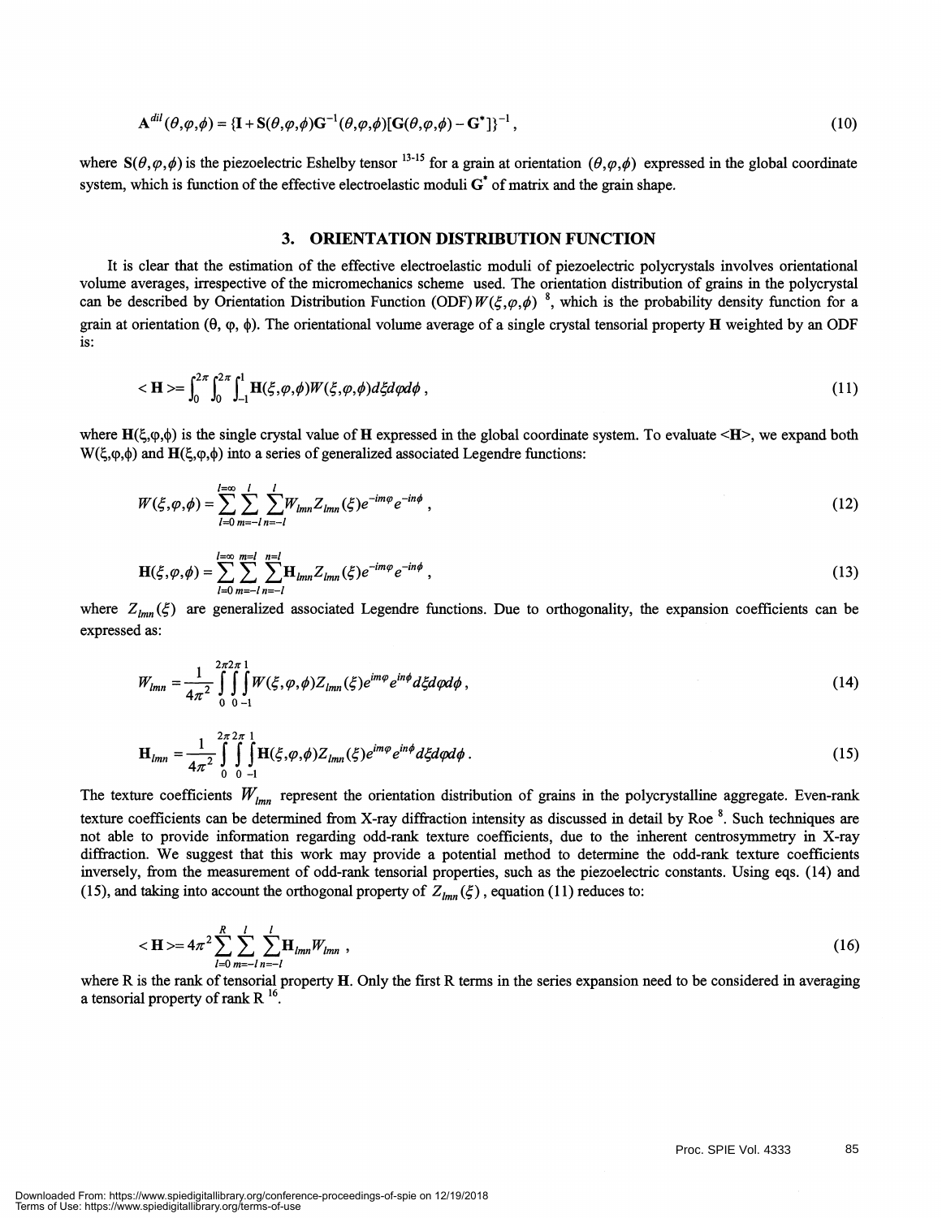$$\mathbf{A}^{dil}(\theta,\varphi,\phi) = \{\mathbf{I} + \mathbf{S}(\theta,\varphi,\phi)\mathbf{G}^{-1}(\theta,\varphi,\phi)[\mathbf{G}(\theta,\varphi,\phi) - \mathbf{G}^{*}]\}^{-1}\,, \tag{10}$$

where $\mathbf{S}(\theta,\varphi,\phi)$ is the piezoelectric Eshelby tensor [13-15] for a grain at orientation $(\theta,\varphi,\phi)$ expressed in the global coordinate system, which is function of the effective electroelastic moduli $\mathbf{G}^{*}$ of matrix and the grain shape.

## 3. ORIENTATION DISTRIBUTION FUNCTION

It is clear that the estimation of the effective electroelastic moduli of piezoelectric polycrystals involves orientational volume averages, irrespective of the micromechanics scheme used. The orientation distribution of grains in the polycrystal can be described by Orientation Distribution Function (ODF) $W(\xi,\varphi,\phi)$ [8], which is the probability density function for a grain at orientation $(\theta, \varphi, \phi)$. The orientational volume average of a single crystal tensorial property $\mathbf{H}$ weighted by an ODF is:

$$<\mathbf{H}> = \int_0^{2\pi}\int_0^{2\pi}\int_{-1}^{1}\mathbf{H}(\xi,\varphi,\phi)W(\xi,\varphi,\phi)d\xi d\varphi d\phi\,, \tag{11}$$

where $\mathbf{H}(\xi,\varphi,\phi)$ is the single crystal value of $\mathbf{H}$ expressed in the global coordinate system. To evaluate $<\mathbf{H}>$, we expand both $W(\xi,\varphi,\phi)$ and $\mathbf{H}(\xi,\varphi,\phi)$ into a series of generalized associated Legendre functions:

$$W(\xi,\varphi,\phi) = \sum_{l=0}^{l=\infty}\sum_{m=-l}^{l}\sum_{n=-l}^{l}W_{lmn}Z_{lmn}(\xi)e^{-im\varphi}e^{-in\phi}\,, \tag{12}$$

$$\mathbf{H}(\xi,\varphi,\phi) = \sum_{l=0}^{l=\infty}\sum_{m=-l}^{m=l}\sum_{n=-l}^{n=l}\mathbf{H}_{lmn}Z_{lmn}(\xi)e^{-im\varphi}e^{-in\phi}\,, \tag{13}$$

where $Z_{lmn}(\xi)$ are generalized associated Legendre functions. Due to orthogonality, the expansion coefficients can be expressed as:

$$W_{lmn} = \frac{1}{4\pi^2}\int_0^{2\pi}\int_0^{2\pi}\int_{-1}^{1}W(\xi,\varphi,\phi)Z_{lmn}(\xi)e^{im\varphi}e^{in\phi}d\xi d\varphi d\phi\,, \tag{14}$$

$$\mathbf{H}_{lmn} = \frac{1}{4\pi^2}\int_0^{2\pi}\int_0^{2\pi}\int_{-1}^{1}\mathbf{H}(\xi,\varphi,\phi)Z_{lmn}(\xi)e^{im\varphi}e^{in\phi}d\xi d\varphi d\phi\,. \tag{15}$$

The texture coefficients $W_{lmn}$ represent the orientation distribution of grains in the polycrystalline aggregate. Even-rank texture coefficients can be determined from X-ray diffraction intensity as discussed in detail by Roe [8]. Such techniques are not able to provide information regarding odd-rank texture coefficients, due to the inherent centrosymmetry in X-ray diffraction. We suggest that this work may provide a potential method to determine the odd-rank texture coefficients inversely, from the measurement of odd-rank tensorial properties, such as the piezoelectric constants. Using eqs. (14) and (15), and taking into account the orthogonal property of $Z_{lmn}(\xi)$, equation (11) reduces to:

$$<\mathbf{H}> = 4\pi^2\sum_{l=0}^{R}\sum_{m=-l}^{l}\sum_{n=-l}^{l}\mathbf{H}_{lmn}W_{lmn}\,, \tag{16}$$

where R is the rank of tensorial property $\mathbf{H}$. Only the first R terms in the series expansion need to be considered in averaging a tensorial property of rank R [16].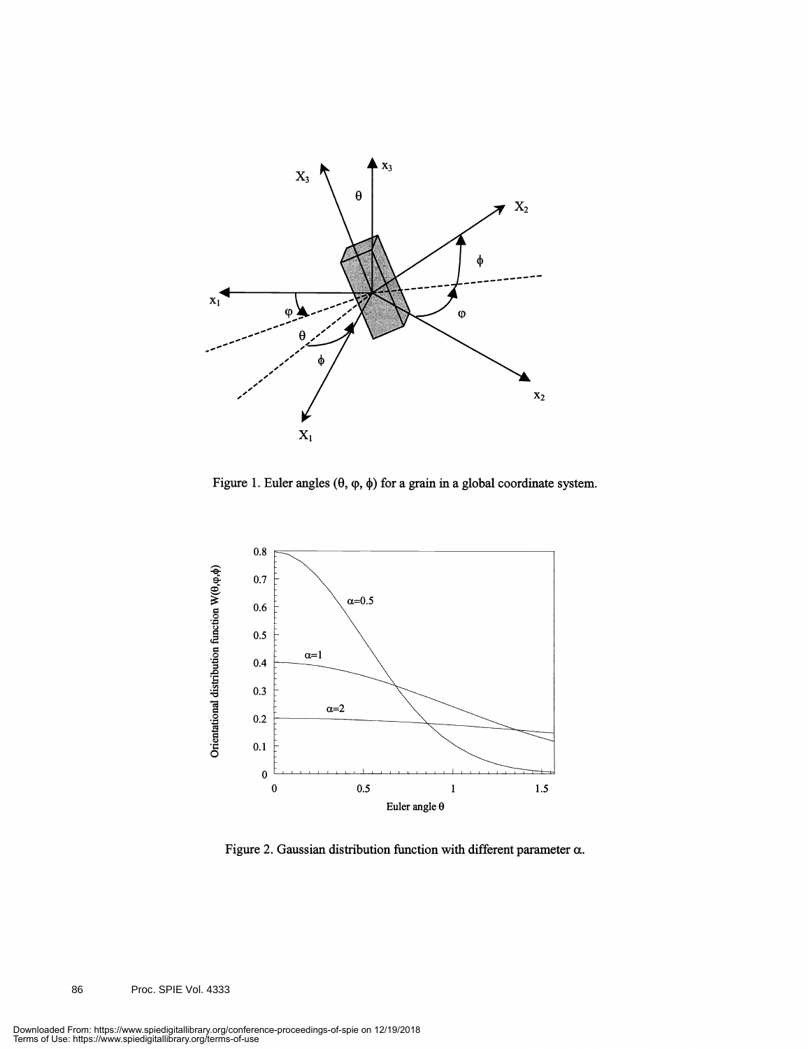Figure 1. Euler angles ($\theta$, $\varphi$, $\phi$) for a grain in a global coordinate system.

Figure 2. Gaussian distribution function with different parameter $\alpha$.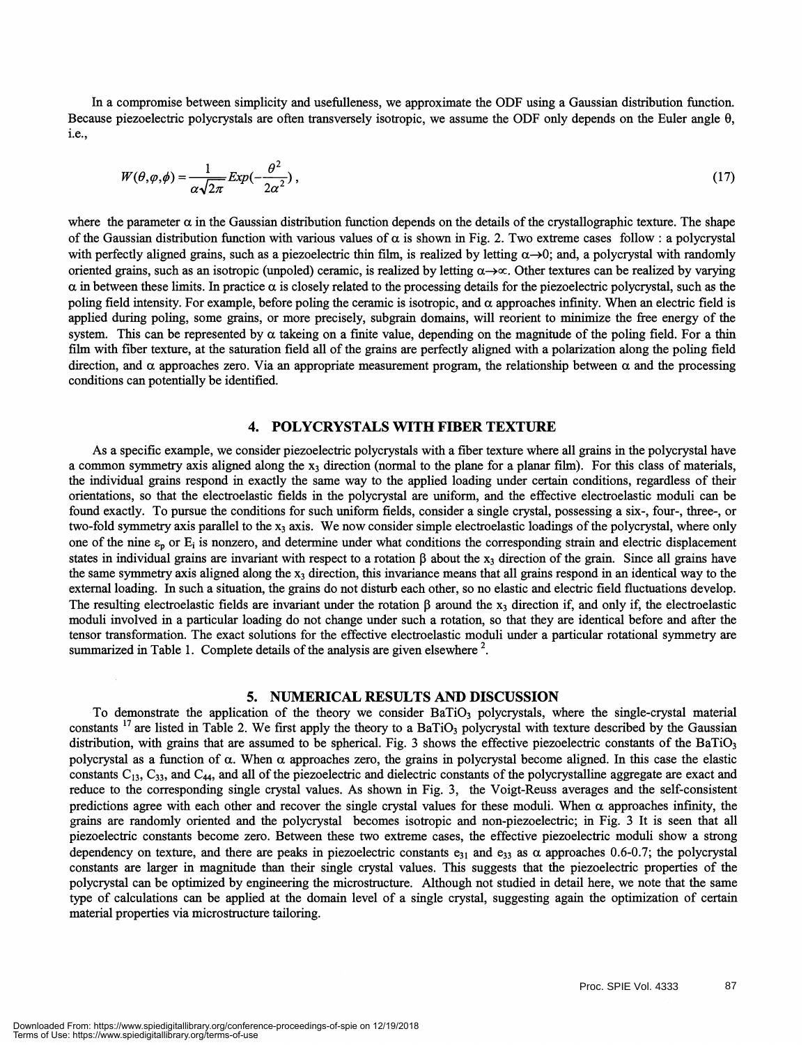In a compromise between simplicity and usefullness, we approximate the ODF using a Gaussian distribution function. Because piezoelectric polycrystals are often transversely isotropic, we assume the ODF only depends on the Euler angle $\theta$, i.e.,

$$W(\theta,\varphi,\phi) = \frac{1}{\alpha\sqrt{2\pi}} Exp(-\frac{\theta^2}{2\alpha^2}), \tag{17}$$

where the parameter $\alpha$ in the Gaussian distribution function depends on the details of the crystallographic texture. The shape of the Gaussian distribution function with various values of $\alpha$ is shown in Fig. 2. Two extreme cases follow : a polycrystal with perfectly aligned grains, such as a piezoelectric thin film, is realized by letting $\alpha \rightarrow 0$; and, a polycrystal with randomly oriented grains, such as an isotropic (unpoled) ceramic, is realized by letting $\alpha \rightarrow \infty$. Other textures can be realized by varying $\alpha$ in between these limits. In practice $\alpha$ is closely related to the processing details for the piezoelectric polycrystal, such as the poling field intensity. For example, before poling the ceramic is isotropic, and $\alpha$ approaches infinity. When an electric field is applied during poling, some grains, or more precisely, subgrain domains, will reorient to minimize the free energy of the system. This can be represented by $\alpha$ takeing on a finite value, depending on the magnitude of the poling field. For a thin film with fiber texture, at the saturation field all of the grains are perfectly aligned with a polarization along the poling field direction, and $\alpha$ approaches zero. Via an appropriate measurement program, the relationship between $\alpha$ and the processing conditions can potentially be identified.

## 4. POLYCRYSTALS WITH FIBER TEXTURE

As a specific example, we consider piezoelectric polycrystals with a fiber texture where all grains in the polycrystal have a common symmetry axis aligned along the $x_3$ direction (normal to the plane for a planar film). For this class of materials, the individual grains respond in exactly the same way to the applied loading under certain conditions, regardless of their orientations, so that the electroelastic fields in the polycrystal are uniform, and the effective electroelastic moduli can be found exactly. To pursue the conditions for such uniform fields, consider a single crystal, possessing a six-, four-, three-, or two-fold symmetry axis parallel to the $x_3$ axis. We now consider simple electroelastic loadings of the polycrystal, where only one of the nine $\varepsilon_p$ or $E_i$ is nonzero, and determine under what conditions the corresponding strain and electric displacement states in individual grains are invariant with respect to a rotation $\beta$ about the $x_3$ direction of the grain. Since all grains have the same symmetry axis aligned along the $x_3$ direction, this invariance means that all grains respond in an identical way to the external loading. In such a situation, the grains do not disturb each other, so no elastic and electric field fluctuations develop. The resulting electroelastic fields are invariant under the rotation $\beta$ around the $x_3$ direction if, and only if, the electroelastic moduli involved in a particular loading do not change under such a rotation, so that they are identical before and after the tensor transformation. The exact solutions for the effective electroelastic moduli under a particular rotational symmetry are summarized in Table 1. Complete details of the analysis are given elsewhere [2].

## 5. NUMERICAL RESULTS AND DISCUSSION

To demonstrate the application of the theory we consider $BaTiO_3$ polycrystals, where the single-crystal material constants [17] are listed in Table 2. We first apply the theory to a $BaTiO_3$ polycrystal with texture described by the Gaussian distribution, with grains that are assumed to be spherical. Fig. 3 shows the effective piezoelectric constants of the $BaTiO_3$ polycrystal as a function of $\alpha$. When $\alpha$ approaches zero, the grains in polycrystal become aligned. In this case the elastic constants $C_{13}$, $C_{33}$, and $C_{44}$, and all of the piezoelectric and dielectric constants of the polycrystalline aggregate are exact and reduce to the corresponding single crystal values. As shown in Fig. 3, the Voigt-Reuss averages and the self-consistent predictions agree with each other and recover the single crystal values for these moduli. When $\alpha$ approaches infinity, the grains are randomly oriented and the polycrystal becomes isotropic and non-piezoelectric; in Fig. 3 It is seen that all piezoelectric constants become zero. Between these two extreme cases, the effective piezoelectric moduli show a strong dependency on texture, and there are peaks in piezoelectric constants $e_{31}$ and $e_{33}$ as $\alpha$ approaches 0.6-0.7; the polycrystal constants are larger in magnitude than their single crystal values. This suggests that the piezoelectric properties of the polycrystal can be optimized by engineering the microstructure. Although not studied in detail here, we note that the same type of calculations can be applied at the domain level of a single crystal, suggesting again the optimization of certain material properties via microstructure tailoring.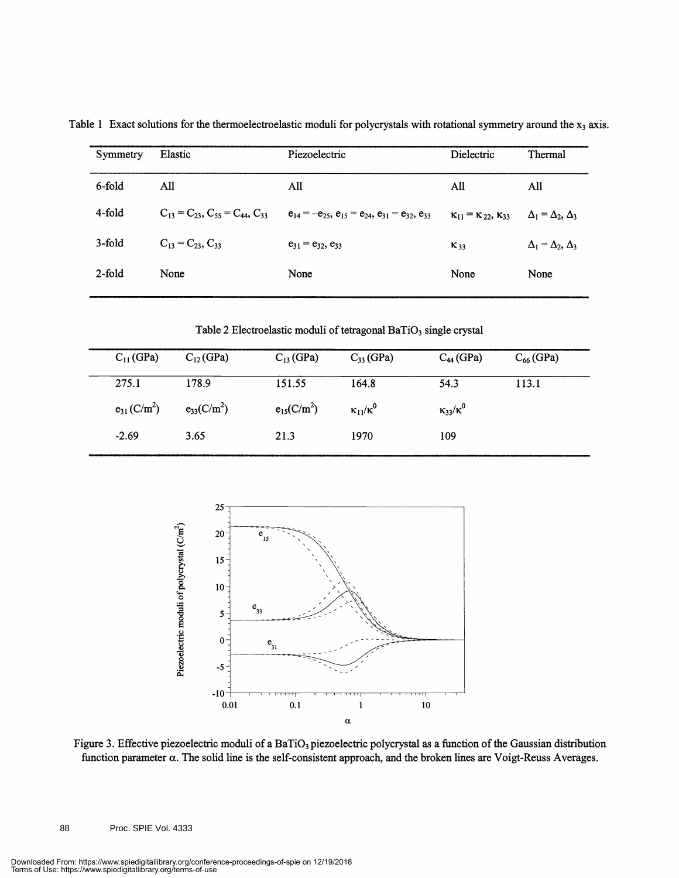Table 1 Exact solutions for the thermoelectroelastic moduli for polycrystals with rotational symmetry around the $x_3$ axis.

| Symmetry | Elastic | Piezoelectric | Dielectric | Thermal |
|---|---|---|---|---|
| 6-fold | All | All | All | All |
| 4-fold | $C_{13} = C_{23}$, $C_{55} = C_{44}$, $C_{33}$ | $e_{14} = -e_{25}$, $e_{15} = e_{24}$, $e_{31} = e_{32}$, $e_{33}$ | $\kappa_{11} = \kappa_{22}$, $\kappa_{33}$ | $\Delta_1 = \Delta_2$, $\Delta_3$ |
| 3-fold | $C_{13} = C_{23}$, $C_{33}$ | $e_{31} = e_{32}$, $e_{33}$ | $\kappa_{33}$ | $\Delta_1 = \Delta_2$, $\Delta_3$ |
| 2-fold | None | None | None | None |

Table 2 Electroelastic moduli of tetragonal $BaTiO_3$ single crystal

| $C_{11}$ (GPa) | $C_{12}$ (GPa) | $C_{13}$ (GPa) | $C_{33}$ (GPa) | $C_{44}$ (GPa) | $C_{66}$ (GPa) |
|---|---|---|---|---|---|
| 275.1 | 178.9 | 151.55 | 164.8 | 54.3 | 113.1 |
| $e_{31}$ ($C/m^2$) | $e_{33}$ ($C/m^2$) | $e_{15}$ ($C/m^2$) | $\kappa_{11}/\kappa^0$ | $\kappa_{33}/\kappa^0$ | |
| -2.69 | 3.65 | 21.3 | 1970 | 109 | |

Figure 3. Effective piezoelectric moduli of a $BaTiO_3$ piezoelectric polycrystal as a function of the Gaussian distribution function parameter $\alpha$. The solid line is the self-consistent approach, and the broken lines are Voigt-Reuss Averages.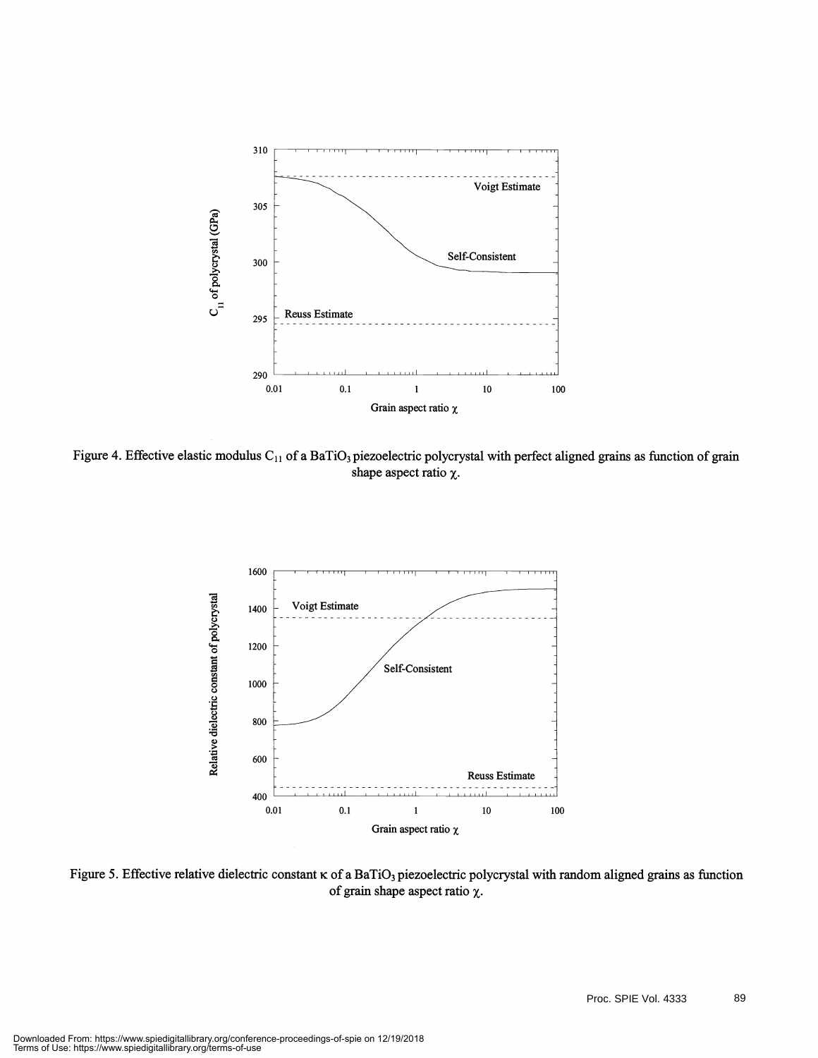Figure 4. Effective elastic modulus $C_{11}$ of a $BaTiO_3$ piezoelectric polycrystal with perfect aligned grains as function of grain shape aspect ratio $\chi$.

Figure 5. Effective relative dielectric constant $\kappa$ of a $BaTiO_3$ piezoelectric polycrystal with random aligned grains as function of grain shape aspect ratio $\chi$.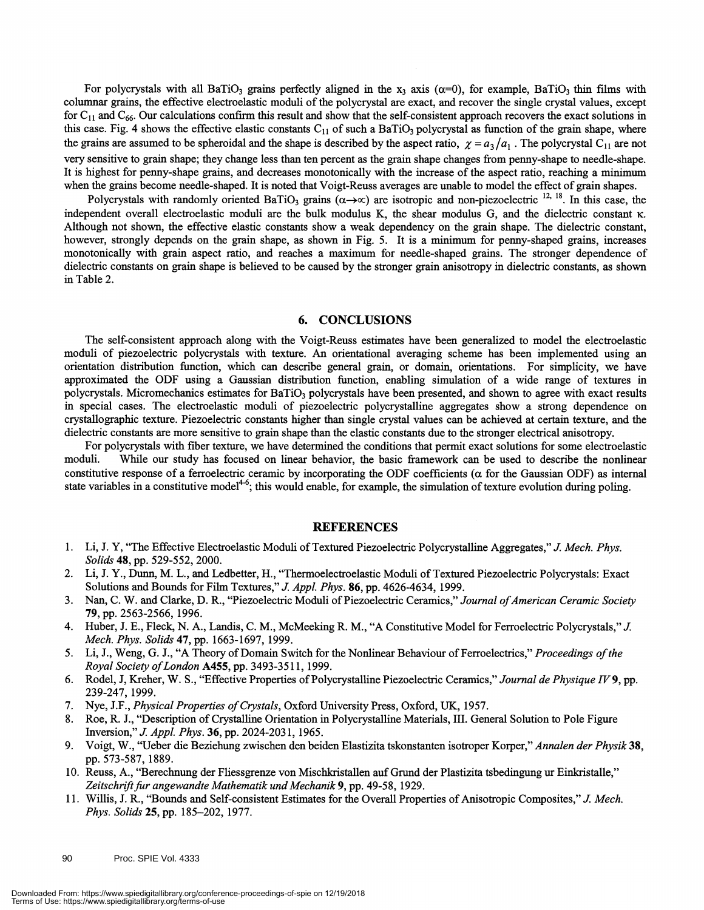For polycrystals with all $BaTiO_3$ grains perfectly aligned in the $x_3$ axis ($\alpha$=0), for example, $BaTiO_3$ thin films with columnar grains, the effective electroelastic moduli of the polycrystal are exact, and recover the single crystal values, except for $C_{11}$ and $C_{66}$. Our calculations confirm this result and show that the self-consistent approach recovers the exact solutions in this case. Fig. 4 shows the effective elastic constants $C_{11}$ of such a $BaTiO_3$ polycrystal as function of the grain shape, where the grains are assumed to be spheroidal and the shape is described by the aspect ratio, $\chi = a_3/a_1$ . The polycrystal $C_{11}$ are not very sensitive to grain shape; they change less than ten percent as the grain shape changes from penny-shape to needle-shape. It is highest for penny-shape grains, and decreases monotonically with the increase of the aspect ratio, reaching a minimum when the grains become needle-shaped. It is noted that Voigt-Reuss averages are unable to model the effect of grain shapes.

Polycrystals with randomly oriented $BaTiO_3$ grains ($\alpha \to \infty$) are isotropic and non-piezoelectric [12, 18]. In this case, the independent overall electroelastic moduli are the bulk modulus K, the shear modulus G, and the dielectric constant $\kappa$. Although not shown, the effective elastic constants show a weak dependency on the grain shape. The dielectric constant, however, strongly depends on the grain shape, as shown in Fig. 5. It is a minimum for penny-shaped grains, increases monotonically with grain aspect ratio, and reaches a maximum for needle-shaped grains. The stronger dependence of dielectric constants on grain shape is believed to be caused by the stronger grain anisotropy in dielectric constants, as shown in Table 2.

## 6. CONCLUSIONS

The self-consistent approach along with the Voigt-Reuss estimates have been generalized to model the electroelastic moduli of piezoelectric polycrystals with texture. An orientational averaging scheme has been implemented using an orientation distribution function, which can describe general grain, or domain, orientations. For simplicity, we have approximated the ODF using a Gaussian distribution function, enabling simulation of a wide range of textures in polycrystals. Micromechanics estimates for $BaTiO_3$ polycrystals have been presented, and shown to agree with exact results in special cases. The electroelastic moduli of piezoelectric polycrystalline aggregates show a strong dependence on crystallographic texture. Piezoelectric constants higher than single crystal values can be achieved at certain texture, and the dielectric constants are more sensitive to grain shape than the elastic constants due to the stronger electrical anisotropy.

For polycrystals with fiber texture, we have determined the conditions that permit exact solutions for some electroelastic moduli. While our study has focused on linear behavior, the basic framework can be used to describe the nonlinear constitutive response of a ferroelectric ceramic by incorporating the ODF coefficients ($\alpha$ for the Gaussian ODF) as internal state variables in a constitutive model[4-6]; this would enable, for example, the simulation of texture evolution during poling.

## REFERENCES

1. Li, J. Y, "The Effective Electroelastic Moduli of Textured Piezoelectric Polycrystalline Aggregates," *J. Mech. Phys. Solids* **48**, pp. 529-552, 2000.
2. Li, J. Y., Dunn, M. L., and Ledbetter, H., "Thermoelectroelastic Moduli of Textured Piezoelectric Polycrystals: Exact Solutions and Bounds for Film Textures," *J. Appl. Phys.* **86**, pp. 4626-4634, 1999.
3. Nan, C. W. and Clarke, D. R., "Piezoelectric Moduli of Piezoelectric Ceramics," *Journal of American Ceramic Society* **79**, pp. 2563-2566, 1996.
4. Huber, J. E., Fleck, N. A., Landis, C. M., McMeeking R. M., "A Constitutive Model for Ferroelectric Polycrystals," *J. Mech. Phys. Solids* **47**, pp. 1663-1697, 1999.
5. Li, J., Weng, G. J., "A Theory of Domain Switch for the Nonlinear Behaviour of Ferroelectrics," *Proceedings of the Royal Society of London* **A455**, pp. 3493-3511, 1999.
6. Rodel, J, Kreher, W. S., "Effective Properties of Polycrystalline Piezoelectric Ceramics," *Journal de Physique IV* **9**, pp. 239-247, 1999.
7. Nye, J.F., *Physical Properties of Crystals*, Oxford University Press, Oxford, UK, 1957.
8. Roe, R. J., "Description of Crystalline Orientation in Polycrystalline Materials, III. General Solution to Pole Figure Inversion," *J. Appl. Phys.* **36**, pp. 2024-2031, 1965.
9. Voigt, W., "Ueber die Beziehung zwischen den beiden Elastizita tskonstanten isotroper Korper," *Annalen der Physik* **38**, pp. 573-587, 1889.
10. Reuss, A., "Berechnung der Fliessgrenze von Mischkristallen auf Grund der Plastizita tsbedingung ur Einkristalle," *Zeitschrift fur angewandte Mathematik und Mechanik* **9**, pp. 49-58, 1929.
11. Willis, J. R., "Bounds and Self-consistent Estimates for the Overall Properties of Anisotropic Composites," *J. Mech. Phys. Solids* **25**, pp. 185–202, 1977.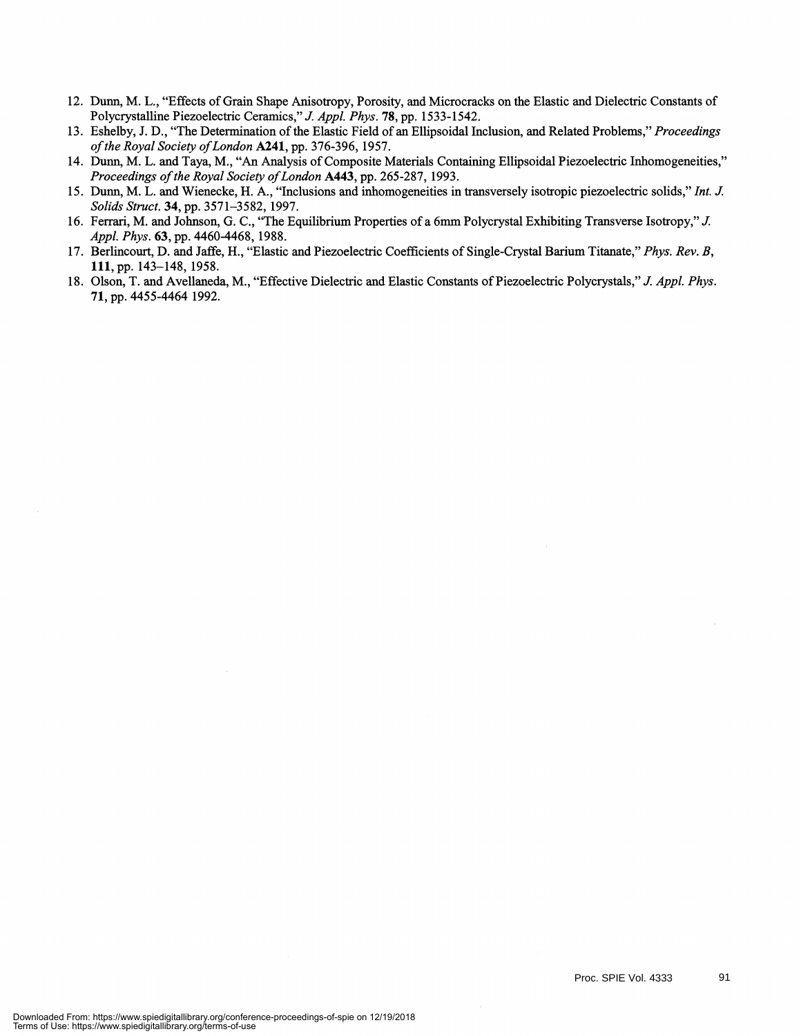12. Dunn, M. L., "Effects of Grain Shape Anisotropy, Porosity, and Microcracks on the Elastic and Dielectric Constants of Polycrystalline Piezoelectric Ceramics," *J. Appl. Phys.* **78**, pp. 1533-1542.
13. Eshelby, J. D., "The Determination of the Elastic Field of an Ellipsoidal Inclusion, and Related Problems," *Proceedings of the Royal Society of London* **A241**, pp. 376-396, 1957.
14. Dunn, M. L. and Taya, M., "An Analysis of Composite Materials Containing Ellipsoidal Piezoelectric Inhomogeneities," *Proceedings of the Royal Society of London* **A443**, pp. 265-287, 1993.
15. Dunn, M. L. and Wienecke, H. A., "Inclusions and inhomogeneities in transversely isotropic piezoelectric solids," *Int. J. Solids Struct.* **34**, pp. 3571–3582, 1997.
16. Ferrari, M. and Johnson, G. C., "The Equilibrium Properties of a 6mm Polycrystal Exhibiting Transverse Isotropy," *J. Appl. Phys.* **63**, pp. 4460-4468, 1988.
17. Berlincourt, D. and Jaffe, H., "Elastic and Piezoelectric Coefficients of Single-Crystal Barium Titanate," *Phys. Rev. B*, **111**, pp. 143–148, 1958.
18. Olson, T. and Avellaneda, M., "Effective Dielectric and Elastic Constants of Piezoelectric Polycrystals," *J. Appl. Phys.* **71**, pp. 4455-4464 1992.